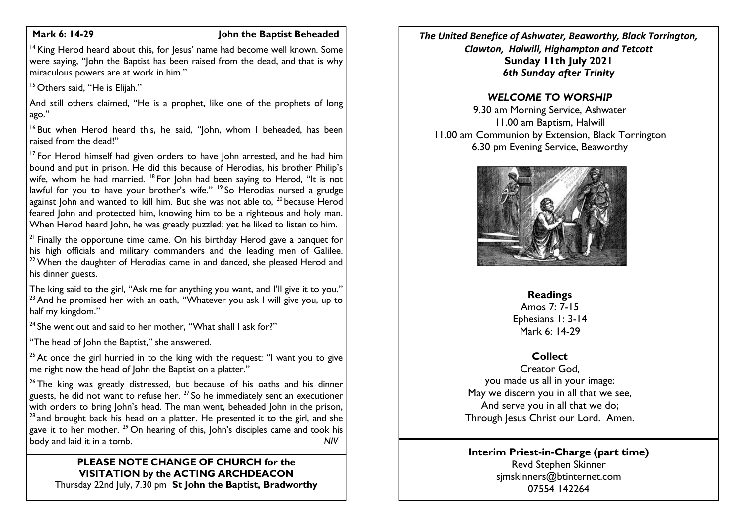**Mark 6: 14-29** **John the Baptist Beheaded**

[14] King Herod heard about this, for Jesus' name had become well known. Some were saying, "John the Baptist has been raised from the dead, and that is why miraculous powers are at work in him."

[15] Others said, "He is Elijah."

And still others claimed, "He is a prophet, like one of the prophets of long ago."

[16] But when Herod heard this, he said, "John, whom I beheaded, has been raised from the dead!"

[17] For Herod himself had given orders to have John arrested, and he had him bound and put in prison. He did this because of Herodias, his brother Philip's wife, whom he had married. [18] For John had been saying to Herod, "It is not lawful for you to have your brother's wife." [19] So Herodias nursed a grudge against John and wanted to kill him. But she was not able to, [20] because Herod feared John and protected him, knowing him to be a righteous and holy man. When Herod heard John, he was greatly puzzled; yet he liked to listen to him.

[21] Finally the opportune time came. On his birthday Herod gave a banquet for his high officials and military commanders and the leading men of Galilee. [22] When the daughter of Herodias came in and danced, she pleased Herod and his dinner guests.

The king said to the girl, "Ask me for anything you want, and I'll give it to you." [23] And he promised her with an oath, "Whatever you ask I will give you, up to half my kingdom."

[24] She went out and said to her mother, "What shall I ask for?"

"The head of John the Baptist," she answered.

[25] At once the girl hurried in to the king with the request: "I want you to give me right now the head of John the Baptist on a platter."

[26] The king was greatly distressed, but because of his oaths and his dinner guests, he did not want to refuse her. [27] So he immediately sent an executioner with orders to bring John's head. The man went, beheaded John in the prison, [28] and brought back his head on a platter. He presented it to the girl, and she gave it to her mother. [29] On hearing of this, John's disciples came and took his body and laid it in a tomb. *NIV*

**PLEASE NOTE CHANGE OF CHURCH for the VISITATION by the ACTING ARCHDEACON**
Thursday 22nd July, 7.30 pm **St John the Baptist, Bradworthy**

*The United Benefice of Ashwater, Beaworthy, Black Torrington, Clawton, Halwill, Highampton and Tetcott*

**Sunday 11th July 2021**

***6th Sunday after Trinity***

## *WELCOME TO WORSHIP*

9.30 am Morning Service, Ashwater
11.00 am Baptism, Halwill
11.00 am Communion by Extension, Black Torrington
6.30 pm Evening Service, Beaworthy

### Readings

Amos 7: 7-15
Ephesians 1: 3-14
Mark 6: 14-29

### Collect

Creator God,
you made us all in your image:
May we discern you in all that we see,
And serve you in all that we do;
Through Jesus Christ our Lord. Amen.

**Interim Priest-in-Charge (part time)**
Revd Stephen Skinner
sjmskinners@btinternet.com
07554 142264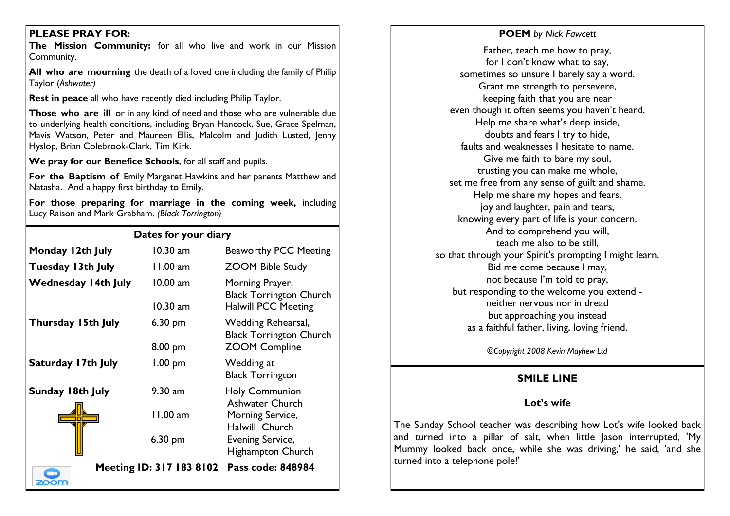**PLEASE PRAY FOR:**

**The Mission Community:** for all who live and work in our Mission Community.

**All who are mourning** the death of a loved one including the family of Philip Taylor (*Ashwater)*

**Rest in peace** all who have recently died including Philip Taylor.

**Those who are ill** or in any kind of need and those who are vulnerable due to underlying health conditions, including Bryan Hancock, Sue, Grace Spelman, Mavis Watson, Peter and Maureen Ellis, Malcolm and Judith Lusted, Jenny Hyslop, Brian Colebrook-Clark, Tim Kirk.

**We pray for our Benefice Schools**, for all staff and pupils.

**For the Baptism of** Emily Margaret Hawkins and her parents Matthew and Natasha. And a happy first birthday to Emily.

**For those preparing for marriage in the coming week,** including Lucy Raison and Mark Grabham. *(Black Torrington)*

## Dates for your diary

| | | |
|---|---|---|
| **Monday 12th July** | 10.30 am | Beaworthy PCC Meeting |
| **Tuesday 13th July** | 11.00 am | ZOOM Bible Study |
| **Wednesday 14th July** | 10.00 am | Morning Prayer, Black Torrington Church |
| | 10.30 am | Halwill PCC Meeting |
| **Thursday 15th July** | 6.30 pm | Wedding Rehearsal, Black Torrington Church |
| | 8.00 pm | ZOOM Compline |
| **Saturday 17th July** | 1.00 pm | Wedding at Black Torrington |
| **Sunday 18th July** | 9.30 am | Holy Communion Ashwater Church |
| | 11.00 am | Morning Service, Halwill Church |
| | 6.30 pm | Evening Service, Highampton Church |

**Meeting ID: 317 183 8102 Pass code: 848984**

**POEM** *by Nick Fawcett*

Father, teach me how to pray,
for I don't know what to say,
sometimes so unsure I barely say a word.
Grant me strength to persevere,
keeping faith that you are near
even though it often seems you haven't heard.
Help me share what's deep inside,
doubts and fears I try to hide,
faults and weaknesses I hesitate to name.
Give me faith to bare my soul,
trusting you can make me whole,
set me free from any sense of guilt and shame.
Help me share my hopes and fears,
joy and laughter, pain and tears,
knowing every part of life is your concern.
And to comprehend you will,
teach me also to be still,
so that through your Spirit's prompting I might learn.
Bid me come because I may,
not because I'm told to pray,
but responding to the welcome you extend -
neither nervous nor in dread
but approaching you instead
as a faithful father, living, loving friend.

*©Copyright 2008 Kevin Mayhew Ltd*

## SMILE LINE

**Lot's wife**

The Sunday School teacher was describing how Lot's wife looked back and turned into a pillar of salt, when little Jason interrupted, 'My Mummy looked back once, while she was driving,' he said, 'and she turned into a telephone pole!'